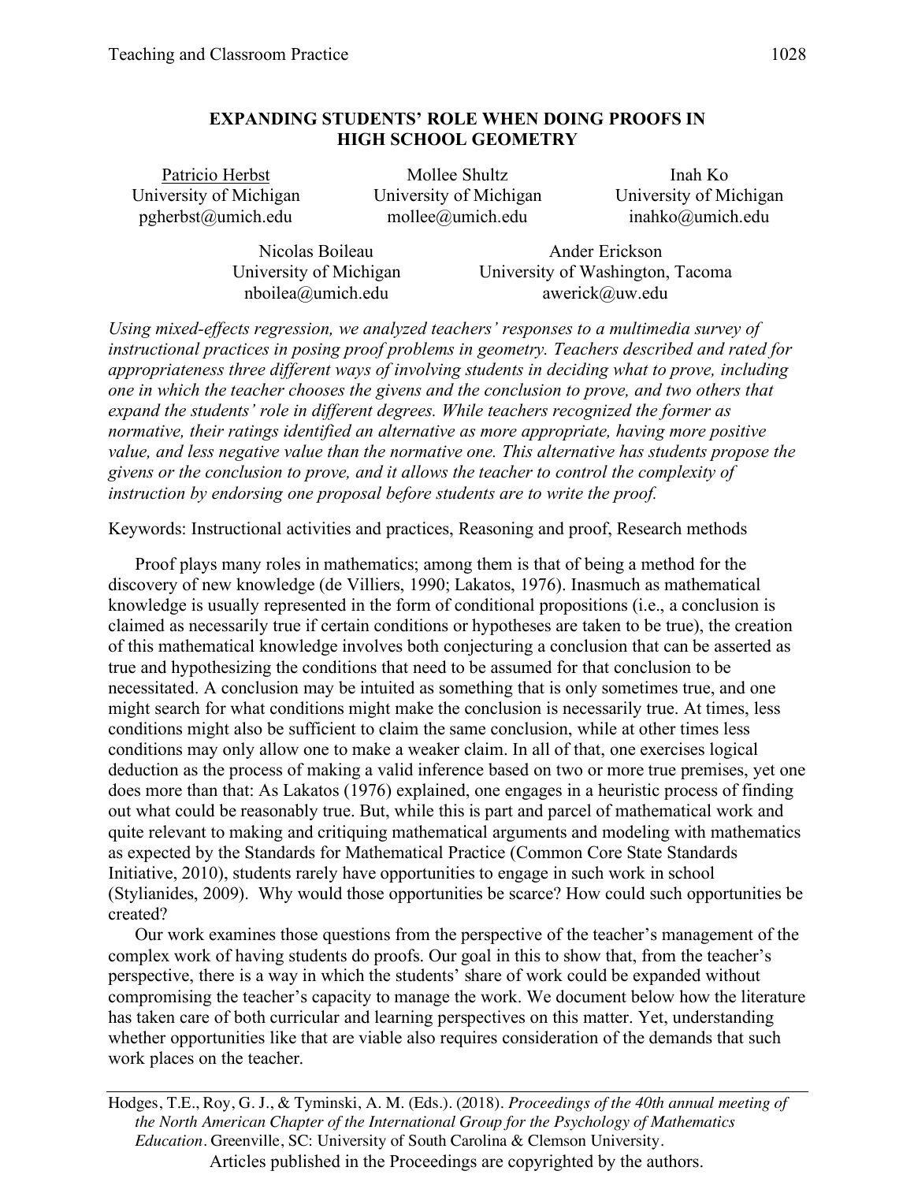# EXPANDING STUDENTS' ROLE WHEN DOING PROOFS IN HIGH SCHOOL GEOMETRY

Patricio Herbst
University of Michigan
pgherbst@umich.edu

Mollee Shultz
University of Michigan
mollee@umich.edu

Inah Ko
University of Michigan
inahko@umich.edu

Nicolas Boileau
University of Michigan
nboilea@umich.edu

Ander Erickson
University of Washington, Tacoma
awerick@uw.edu

*Using mixed-effects regression, we analyzed teachers' responses to a multimedia survey of instructional practices in posing proof problems in geometry. Teachers described and rated for appropriateness three different ways of involving students in deciding what to prove, including one in which the teacher chooses the givens and the conclusion to prove, and two others that expand the students' role in different degrees. While teachers recognized the former as normative, their ratings identified an alternative as more appropriate, having more positive value, and less negative value than the normative one. This alternative has students propose the givens or the conclusion to prove, and it allows the teacher to control the complexity of instruction by endorsing one proposal before students are to write the proof.*

Keywords: Instructional activities and practices, Reasoning and proof, Research methods

Proof plays many roles in mathematics; among them is that of being a method for the discovery of new knowledge (de Villiers, 1990; Lakatos, 1976). Inasmuch as mathematical knowledge is usually represented in the form of conditional propositions (i.e., a conclusion is claimed as necessarily true if certain conditions or hypotheses are taken to be true), the creation of this mathematical knowledge involves both conjecturing a conclusion that can be asserted as true and hypothesizing the conditions that need to be assumed for that conclusion to be necessitated. A conclusion may be intuited as something that is only sometimes true, and one might search for what conditions might make the conclusion is necessarily true. At times, less conditions might also be sufficient to claim the same conclusion, while at other times less conditions may only allow one to make a weaker claim. In all of that, one exercises logical deduction as the process of making a valid inference based on two or more true premises, yet one does more than that: As Lakatos (1976) explained, one engages in a heuristic process of finding out what could be reasonably true. But, while this is part and parcel of mathematical work and quite relevant to making and critiquing mathematical arguments and modeling with mathematics as expected by the Standards for Mathematical Practice (Common Core State Standards Initiative, 2010), students rarely have opportunities to engage in such work in school (Stylianides, 2009). Why would those opportunities be scarce? How could such opportunities be created?

Our work examines those questions from the perspective of the teacher's management of the complex work of having students do proofs. Our goal in this to show that, from the teacher's perspective, there is a way in which the students' share of work could be expanded without compromising the teacher's capacity to manage the work. We document below how the literature has taken care of both curricular and learning perspectives on this matter. Yet, understanding whether opportunities like that are viable also requires consideration of the demands that such work places on the teacher.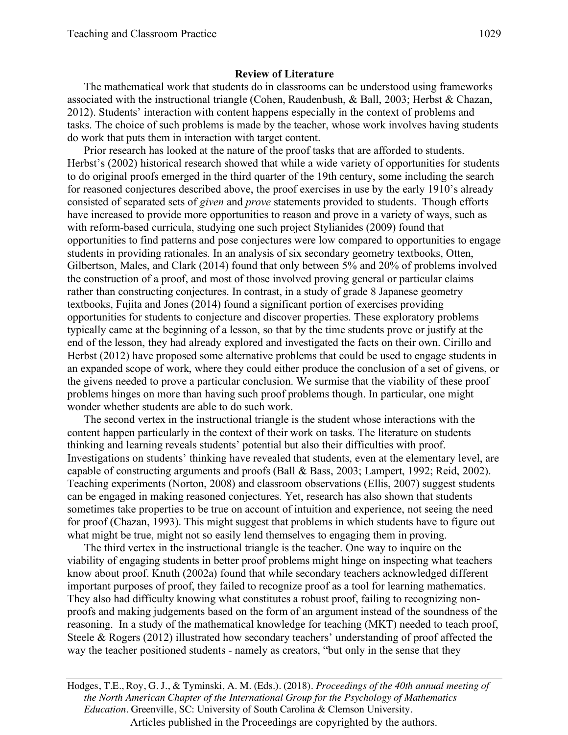**Review of Literature**

The mathematical work that students do in classrooms can be understood using frameworks associated with the instructional triangle (Cohen, Raudenbush, & Ball, 2003; Herbst & Chazan, 2012). Students' interaction with content happens especially in the context of problems and tasks. The choice of such problems is made by the teacher, whose work involves having students do work that puts them in interaction with target content.

Prior research has looked at the nature of the proof tasks that are afforded to students. Herbst's (2002) historical research showed that while a wide variety of opportunities for students to do original proofs emerged in the third quarter of the 19th century, some including the search for reasoned conjectures described above, the proof exercises in use by the early 1910's already consisted of separated sets of *given* and *prove* statements provided to students. Though efforts have increased to provide more opportunities to reason and prove in a variety of ways, such as with reform-based curricula, studying one such project Stylianides (2009) found that opportunities to find patterns and pose conjectures were low compared to opportunities to engage students in providing rationales. In an analysis of six secondary geometry textbooks, Otten, Gilbertson, Males, and Clark (2014) found that only between 5% and 20% of problems involved the construction of a proof, and most of those involved proving general or particular claims rather than constructing conjectures. In contrast, in a study of grade 8 Japanese geometry textbooks, Fujita and Jones (2014) found a significant portion of exercises providing opportunities for students to conjecture and discover properties. These exploratory problems typically came at the beginning of a lesson, so that by the time students prove or justify at the end of the lesson, they had already explored and investigated the facts on their own. Cirillo and Herbst (2012) have proposed some alternative problems that could be used to engage students in an expanded scope of work, where they could either produce the conclusion of a set of givens, or the givens needed to prove a particular conclusion. We surmise that the viability of these proof problems hinges on more than having such proof problems though. In particular, one might wonder whether students are able to do such work.

The second vertex in the instructional triangle is the student whose interactions with the content happen particularly in the context of their work on tasks. The literature on students thinking and learning reveals students' potential but also their difficulties with proof. Investigations on students' thinking have revealed that students, even at the elementary level, are capable of constructing arguments and proofs (Ball & Bass, 2003; Lampert, 1992; Reid, 2002). Teaching experiments (Norton, 2008) and classroom observations (Ellis, 2007) suggest students can be engaged in making reasoned conjectures. Yet, research has also shown that students sometimes take properties to be true on account of intuition and experience, not seeing the need for proof (Chazan, 1993). This might suggest that problems in which students have to figure out what might be true, might not so easily lend themselves to engaging them in proving.

The third vertex in the instructional triangle is the teacher. One way to inquire on the viability of engaging students in better proof problems might hinge on inspecting what teachers know about proof. Knuth (2002a) found that while secondary teachers acknowledged different important purposes of proof, they failed to recognize proof as a tool for learning mathematics. They also had difficulty knowing what constitutes a robust proof, failing to recognizing non-proofs and making judgements based on the form of an argument instead of the soundness of the reasoning. In a study of the mathematical knowledge for teaching (MKT) needed to teach proof, Steele & Rogers (2012) illustrated how secondary teachers' understanding of proof affected the way the teacher positioned students - namely as creators, "but only in the sense that they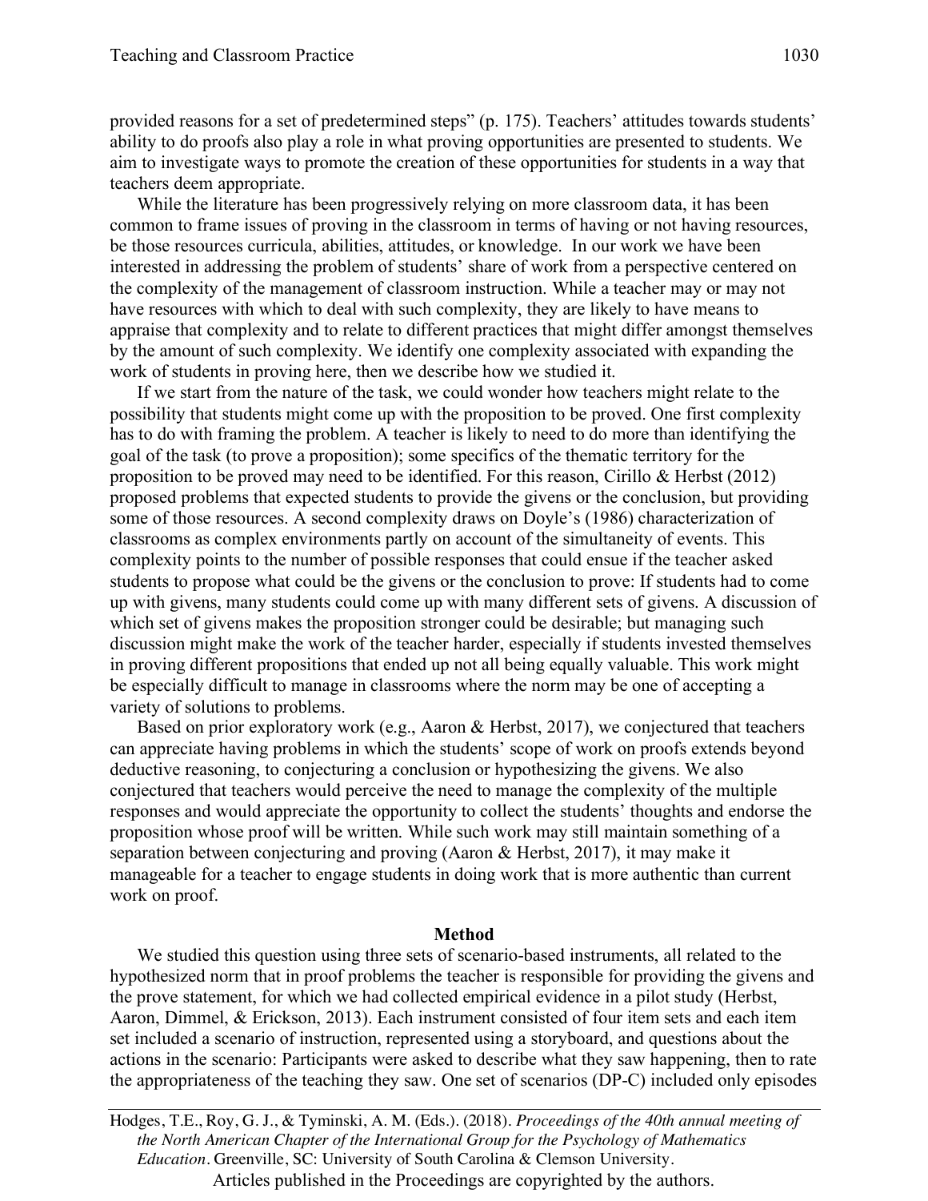provided reasons for a set of predetermined steps" (p. 175). Teachers' attitudes towards students' ability to do proofs also play a role in what proving opportunities are presented to students. We aim to investigate ways to promote the creation of these opportunities for students in a way that teachers deem appropriate.

While the literature has been progressively relying on more classroom data, it has been common to frame issues of proving in the classroom in terms of having or not having resources, be those resources curricula, abilities, attitudes, or knowledge. In our work we have been interested in addressing the problem of students' share of work from a perspective centered on the complexity of the management of classroom instruction. While a teacher may or may not have resources with which to deal with such complexity, they are likely to have means to appraise that complexity and to relate to different practices that might differ amongst themselves by the amount of such complexity. We identify one complexity associated with expanding the work of students in proving here, then we describe how we studied it.

If we start from the nature of the task, we could wonder how teachers might relate to the possibility that students might come up with the proposition to be proved. One first complexity has to do with framing the problem. A teacher is likely to need to do more than identifying the goal of the task (to prove a proposition); some specifics of the thematic territory for the proposition to be proved may need to be identified. For this reason, Cirillo & Herbst (2012) proposed problems that expected students to provide the givens or the conclusion, but providing some of those resources. A second complexity draws on Doyle's (1986) characterization of classrooms as complex environments partly on account of the simultaneity of events. This complexity points to the number of possible responses that could ensue if the teacher asked students to propose what could be the givens or the conclusion to prove: If students had to come up with givens, many students could come up with many different sets of givens. A discussion of which set of givens makes the proposition stronger could be desirable; but managing such discussion might make the work of the teacher harder, especially if students invested themselves in proving different propositions that ended up not all being equally valuable. This work might be especially difficult to manage in classrooms where the norm may be one of accepting a variety of solutions to problems.

Based on prior exploratory work (e.g., Aaron & Herbst, 2017), we conjectured that teachers can appreciate having problems in which the students' scope of work on proofs extends beyond deductive reasoning, to conjecturing a conclusion or hypothesizing the givens. We also conjectured that teachers would perceive the need to manage the complexity of the multiple responses and would appreciate the opportunity to collect the students' thoughts and endorse the proposition whose proof will be written. While such work may still maintain something of a separation between conjecturing and proving (Aaron & Herbst, 2017), it may make it manageable for a teacher to engage students in doing work that is more authentic than current work on proof.

## Method

We studied this question using three sets of scenario-based instruments, all related to the hypothesized norm that in proof problems the teacher is responsible for providing the givens and the prove statement, for which we had collected empirical evidence in a pilot study (Herbst, Aaron, Dimmel, & Erickson, 2013). Each instrument consisted of four item sets and each item set included a scenario of instruction, represented using a storyboard, and questions about the actions in the scenario: Participants were asked to describe what they saw happening, then to rate the appropriateness of the teaching they saw. One set of scenarios (DP-C) included only episodes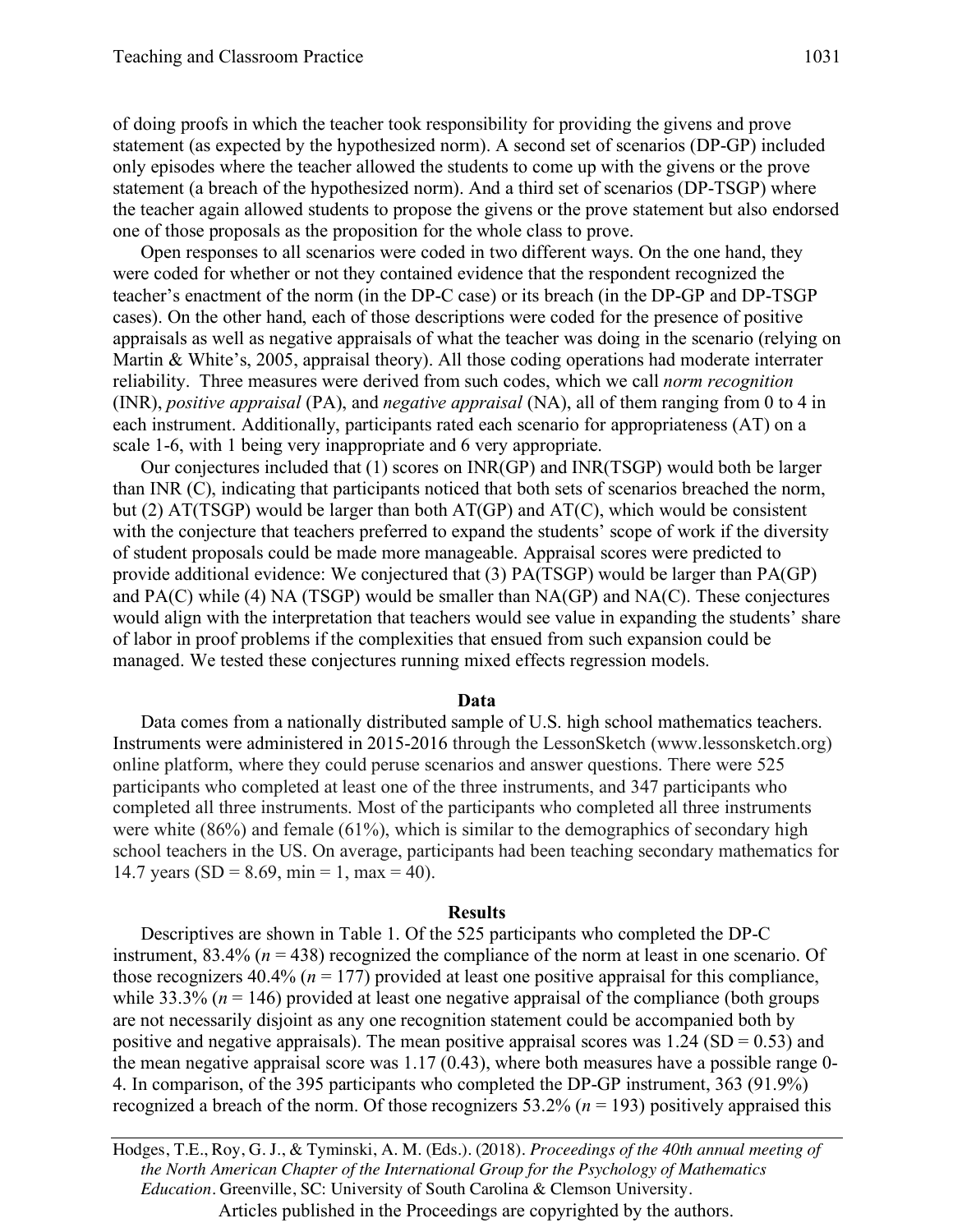of doing proofs in which the teacher took responsibility for providing the givens and prove statement (as expected by the hypothesized norm). A second set of scenarios (DP-GP) included only episodes where the teacher allowed the students to come up with the givens or the prove statement (a breach of the hypothesized norm). And a third set of scenarios (DP-TSGP) where the teacher again allowed students to propose the givens or the prove statement but also endorsed one of those proposals as the proposition for the whole class to prove.

Open responses to all scenarios were coded in two different ways. On the one hand, they were coded for whether or not they contained evidence that the respondent recognized the teacher's enactment of the norm (in the DP-C case) or its breach (in the DP-GP and DP-TSGP cases). On the other hand, each of those descriptions were coded for the presence of positive appraisals as well as negative appraisals of what the teacher was doing in the scenario (relying on Martin & White's, 2005, appraisal theory). All those coding operations had moderate interrater reliability. Three measures were derived from such codes, which we call *norm recognition* (INR), *positive appraisal* (PA), and *negative appraisal* (NA), all of them ranging from 0 to 4 in each instrument. Additionally, participants rated each scenario for appropriateness (AT) on a scale 1-6, with 1 being very inappropriate and 6 very appropriate.

Our conjectures included that (1) scores on INR(GP) and INR(TSGP) would both be larger than INR (C), indicating that participants noticed that both sets of scenarios breached the norm, but (2) AT(TSGP) would be larger than both AT(GP) and AT(C), which would be consistent with the conjecture that teachers preferred to expand the students' scope of work if the diversity of student proposals could be made more manageable. Appraisal scores were predicted to provide additional evidence: We conjectured that (3) PA(TSGP) would be larger than PA(GP) and PA(C) while (4) NA (TSGP) would be smaller than NA(GP) and NA(C). These conjectures would align with the interpretation that teachers would see value in expanding the students' share of labor in proof problems if the complexities that ensued from such expansion could be managed. We tested these conjectures running mixed effects regression models.

## Data

Data comes from a nationally distributed sample of U.S. high school mathematics teachers. Instruments were administered in 2015-2016 through the LessonSketch (www.lessonsketch.org) online platform, where they could peruse scenarios and answer questions. There were 525 participants who completed at least one of the three instruments, and 347 participants who completed all three instruments. Most of the participants who completed all three instruments were white (86%) and female (61%), which is similar to the demographics of secondary high school teachers in the US. On average, participants had been teaching secondary mathematics for 14.7 years (SD = 8.69, min = 1, max = 40).

## Results

Descriptives are shown in Table 1. Of the 525 participants who completed the DP-C instrument, 83.4% ($n = 438$) recognized the compliance of the norm at least in one scenario. Of those recognizers 40.4% ($n = 177$) provided at least one positive appraisal for this compliance, while 33.3% ($n = 146$) provided at least one negative appraisal of the compliance (both groups are not necessarily disjoint as any one recognition statement could be accompanied both by positive and negative appraisals). The mean positive appraisal scores was 1.24 (SD = 0.53) and the mean negative appraisal score was 1.17 (0.43), where both measures have a possible range 0-4. In comparison, of the 395 participants who completed the DP-GP instrument, 363 (91.9%) recognized a breach of the norm. Of those recognizers 53.2% ($n = 193$) positively appraised this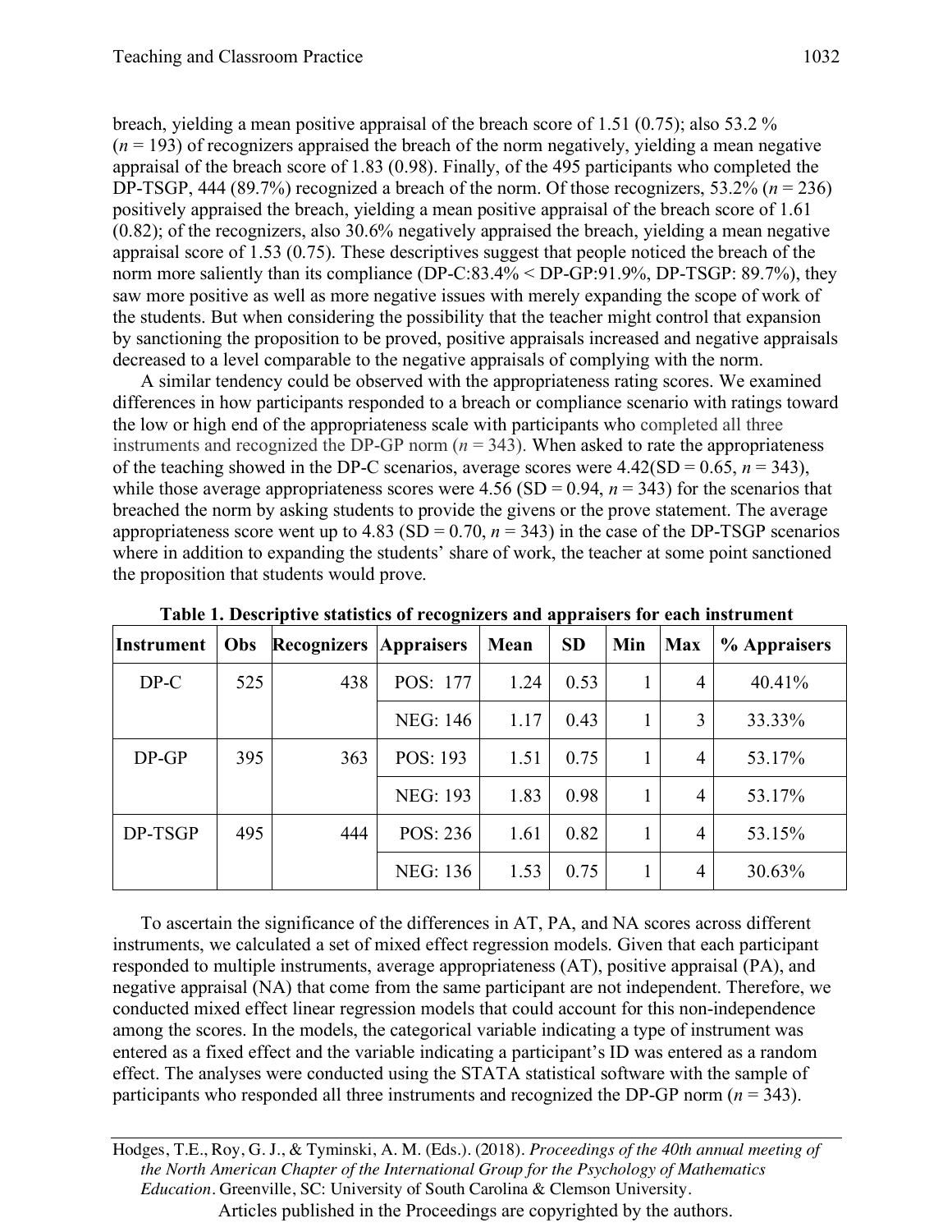breach, yielding a mean positive appraisal of the breach score of 1.51 (0.75); also 53.2 % (*n* = 193) of recognizers appraised the breach of the norm negatively, yielding a mean negative appraisal of the breach score of 1.83 (0.98). Finally, of the 495 participants who completed the DP-TSGP, 444 (89.7%) recognized a breach of the norm. Of those recognizers, 53.2% (*n* = 236) positively appraised the breach, yielding a mean positive appraisal of the breach score of 1.61 (0.82); of the recognizers, also 30.6% negatively appraised the breach, yielding a mean negative appraisal score of 1.53 (0.75). These descriptives suggest that people noticed the breach of the norm more saliently than its compliance (DP-C:83.4% < DP-GP:91.9%, DP-TSGP: 89.7%), they saw more positive as well as more negative issues with merely expanding the scope of work of the students. But when considering the possibility that the teacher might control that expansion by sanctioning the proposition to be proved, positive appraisals increased and negative appraisals decreased to a level comparable to the negative appraisals of complying with the norm.

A similar tendency could be observed with the appropriateness rating scores. We examined differences in how participants responded to a breach or compliance scenario with ratings toward the low or high end of the appropriateness scale with participants who completed all three instruments and recognized the DP-GP norm (*n* = 343). When asked to rate the appropriateness of the teaching showed in the DP-C scenarios, average scores were 4.42(SD = 0.65, *n* = 343), while those average appropriateness scores were 4.56 (SD = 0.94, *n* = 343) for the scenarios that breached the norm by asking students to provide the givens or the prove statement. The average appropriateness score went up to 4.83 (SD = 0.70, *n* = 343) in the case of the DP-TSGP scenarios where in addition to expanding the students' share of work, the teacher at some point sanctioned the proposition that students would prove.

**Table 1. Descriptive statistics of recognizers and appraisers for each instrument**

| Instrument | Obs | Recognizers | Appraisers | Mean | SD | Min | Max | % Appraisers |
|---|---|---|---|---|---|---|---|---|
| DP-C | 525 | 438 | POS: 177 | 1.24 | 0.53 | 1 | 4 | 40.41% |
| | | | NEG: 146 | 1.17 | 0.43 | 1 | 3 | 33.33% |
| DP-GP | 395 | 363 | POS: 193 | 1.51 | 0.75 | 1 | 4 | 53.17% |
| | | | NEG: 193 | 1.83 | 0.98 | 1 | 4 | 53.17% |
| DP-TSGP | 495 | 444 | POS: 236 | 1.61 | 0.82 | 1 | 4 | 53.15% |
| | | | NEG: 136 | 1.53 | 0.75 | 1 | 4 | 30.63% |

To ascertain the significance of the differences in AT, PA, and NA scores across different instruments, we calculated a set of mixed effect regression models. Given that each participant responded to multiple instruments, average appropriateness (AT), positive appraisal (PA), and negative appraisal (NA) that come from the same participant are not independent. Therefore, we conducted mixed effect linear regression models that could account for this non-independence among the scores. In the models, the categorical variable indicating a type of instrument was entered as a fixed effect and the variable indicating a participant's ID was entered as a random effect. The analyses were conducted using the STATA statistical software with the sample of participants who responded all three instruments and recognized the DP-GP norm (*n* = 343).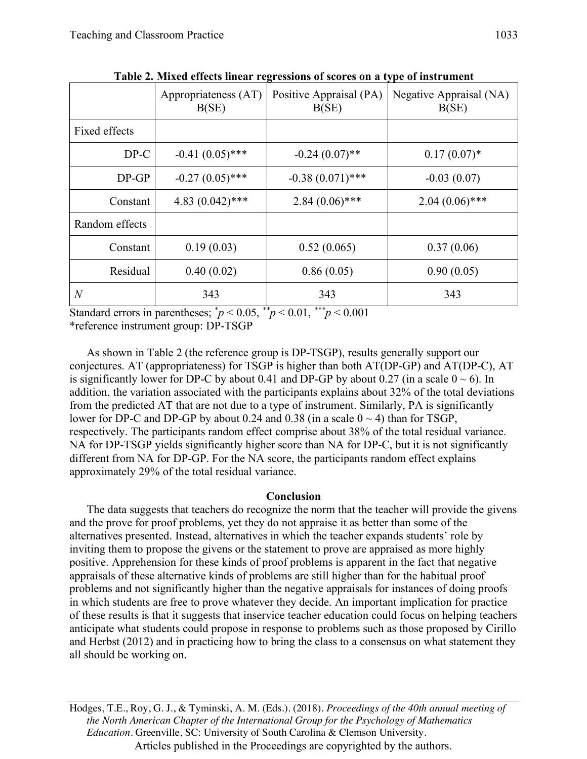**Table 2. Mixed effects linear regressions of scores on a type of instrument**

| | Appropriateness (AT) B(SE) | Positive Appraisal (PA) B(SE) | Negative Appraisal (NA) B(SE) |
|---|---|---|---|
| Fixed effects | | | |
| DP-C | -0.41 (0.05)*** | -0.24 (0.07)** | 0.17 (0.07)* |
| DP-GP | -0.27 (0.05)*** | -0.38 (0.071)*** | -0.03 (0.07) |
| Constant | 4.83 (0.042)*** | 2.84 (0.06)*** | 2.04 (0.06)*** |
| Random effects | | | |
| Constant | 0.19 (0.03) | 0.52 (0.065) | 0.37 (0.06) |
| Residual | 0.40 (0.02) | 0.86 (0.05) | 0.90 (0.05) |
| *N* | 343 | 343 | 343 |

Standard errors in parentheses; $^{*}p < 0.05$, $^{**}p < 0.01$, $^{***}p < 0.001$
*reference instrument group: DP-TSGP

As shown in Table 2 (the reference group is DP-TSGP), results generally support our conjectures. AT (appropriateness) for TSGP is higher than both AT(DP-GP) and AT(DP-C), AT is significantly lower for DP-C by about 0.41 and DP-GP by about 0.27 (in a scale 0 ~ 6). In addition, the variation associated with the participants explains about 32% of the total deviations from the predicted AT that are not due to a type of instrument. Similarly, PA is significantly lower for DP-C and DP-GP by about 0.24 and 0.38 (in a scale 0 ~ 4) than for TSGP, respectively. The participants random effect comprise about 38% of the total residual variance. NA for DP-TSGP yields significantly higher score than NA for DP-C, but it is not significantly different from NA for DP-GP. For the NA score, the participants random effect explains approximately 29% of the total residual variance.

## Conclusion

The data suggests that teachers do recognize the norm that the teacher will provide the givens and the prove for proof problems, yet they do not appraise it as better than some of the alternatives presented. Instead, alternatives in which the teacher expands students' role by inviting them to propose the givens or the statement to prove are appraised as more highly positive. Apprehension for these kinds of proof problems is apparent in the fact that negative appraisals of these alternative kinds of problems are still higher than for the habitual proof problems and not significantly higher than the negative appraisals for instances of doing proofs in which students are free to prove whatever they decide. An important implication for practice of these results is that it suggests that inservice teacher education could focus on helping teachers anticipate what students could propose in response to problems such as those proposed by Cirillo and Herbst (2012) and in practicing how to bring the class to a consensus on what statement they all should be working on.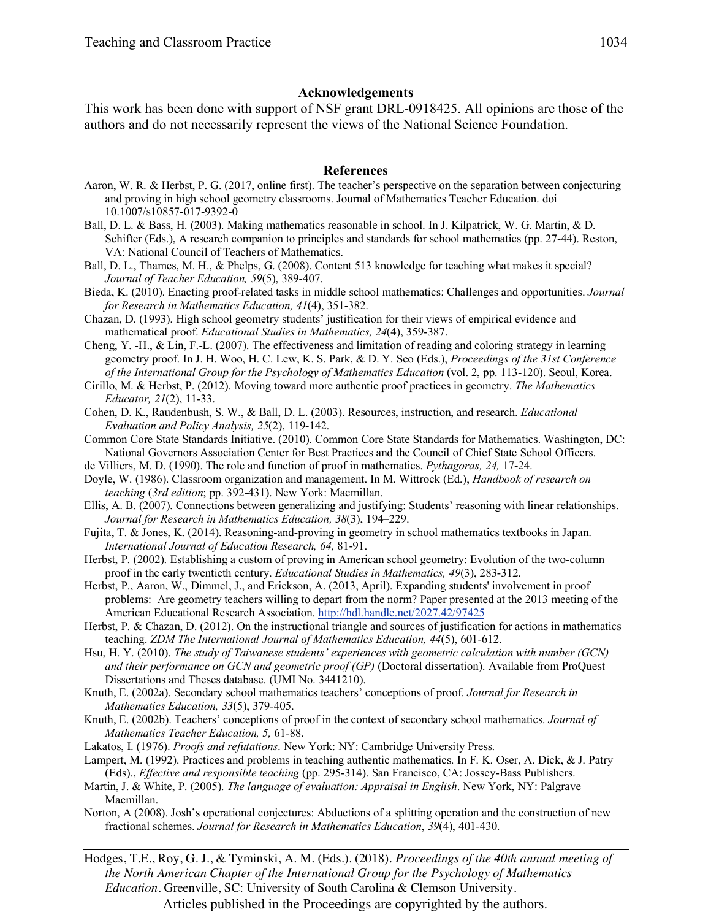## Acknowledgements

This work has been done with support of NSF grant DRL-0918425. All opinions are those of the authors and do not necessarily represent the views of the National Science Foundation.

## References

Aaron, W. R. & Herbst, P. G. (2017, online first). The teacher's perspective on the separation between conjecturing and proving in high school geometry classrooms. Journal of Mathematics Teacher Education. doi 10.1007/s10857-017-9392-0

Ball, D. L. & Bass, H. (2003). Making mathematics reasonable in school. In J. Kilpatrick, W. G. Martin, & D. Schifter (Eds.), A research companion to principles and standards for school mathematics (pp. 27-44). Reston, VA: National Council of Teachers of Mathematics.

Ball, D. L., Thames, M. H., & Phelps, G. (2008). Content 513 knowledge for teaching what makes it special? *Journal of Teacher Education, 59*(5), 389-407.

Bieda, K. (2010). Enacting proof-related tasks in middle school mathematics: Challenges and opportunities. *Journal for Research in Mathematics Education, 41*(4), 351-382.

Chazan, D. (1993). High school geometry students' justification for their views of empirical evidence and mathematical proof. *Educational Studies in Mathematics, 24*(4), 359-387.

Cheng, Y. -H., & Lin, F.-L. (2007). The effectiveness and limitation of reading and coloring strategy in learning geometry proof. In J. H. Woo, H. C. Lew, K. S. Park, & D. Y. Seo (Eds.), *Proceedings of the 31st Conference of the International Group for the Psychology of Mathematics Education* (vol. 2, pp. 113-120). Seoul, Korea.

Cirillo, M. & Herbst, P. (2012). Moving toward more authentic proof practices in geometry. *The Mathematics Educator, 21*(2), 11-33.

Cohen, D. K., Raudenbush, S. W., & Ball, D. L. (2003). Resources, instruction, and research. *Educational Evaluation and Policy Analysis, 25*(2), 119-142.

Common Core State Standards Initiative. (2010). Common Core State Standards for Mathematics. Washington, DC: National Governors Association Center for Best Practices and the Council of Chief State School Officers.

de Villiers, M. D. (1990). The role and function of proof in mathematics. *Pythagoras, 24,* 17-24.

Doyle, W. (1986). Classroom organization and management. In M. Wittrock (Ed.), *Handbook of research on teaching* (*3rd edition*; pp. 392-431). New York: Macmillan.

Ellis, A. B. (2007). Connections between generalizing and justifying: Students' reasoning with linear relationships. *Journal for Research in Mathematics Education, 38*(3), 194–229.

Fujita, T. & Jones, K. (2014). Reasoning-and-proving in geometry in school mathematics textbooks in Japan. *International Journal of Education Research, 64,* 81-91.

Herbst, P. (2002). Establishing a custom of proving in American school geometry: Evolution of the two-column proof in the early twentieth century. *Educational Studies in Mathematics, 49*(3), 283-312.

Herbst, P., Aaron, W., Dimmel, J., and Erickson, A. (2013, April). Expanding students' involvement in proof problems: Are geometry teachers willing to depart from the norm? Paper presented at the 2013 meeting of the American Educational Research Association. http://hdl.handle.net/2027.42/97425

Herbst, P. & Chazan, D. (2012). On the instructional triangle and sources of justification for actions in mathematics teaching. *ZDM The International Journal of Mathematics Education, 44*(5), 601-612.

Hsu, H. Y. (2010). *The study of Taiwanese students' experiences with geometric calculation with number (GCN) and their performance on GCN and geometric proof (GP)* (Doctoral dissertation). Available from ProQuest Dissertations and Theses database. (UMI No. 3441210).

Knuth, E. (2002a). Secondary school mathematics teachers' conceptions of proof. *Journal for Research in Mathematics Education, 33*(5), 379-405.

Knuth, E. (2002b). Teachers' conceptions of proof in the context of secondary school mathematics. *Journal of Mathematics Teacher Education, 5,* 61-88.

Lakatos, I. (1976). *Proofs and refutations*. New York: NY: Cambridge University Press.

Lampert, M. (1992). Practices and problems in teaching authentic mathematics. In F. K. Oser, A. Dick, & J. Patry (Eds)., *Effective and responsible teaching* (pp. 295-314). San Francisco, CA: Jossey-Bass Publishers.

Martin, J. & White, P. (2005). *The language of evaluation: Appraisal in English*. New York, NY: Palgrave Macmillan.

Norton, A (2008). Josh's operational conjectures: Abductions of a splitting operation and the construction of new fractional schemes. *Journal for Research in Mathematics Education*, *39*(4), 401-430.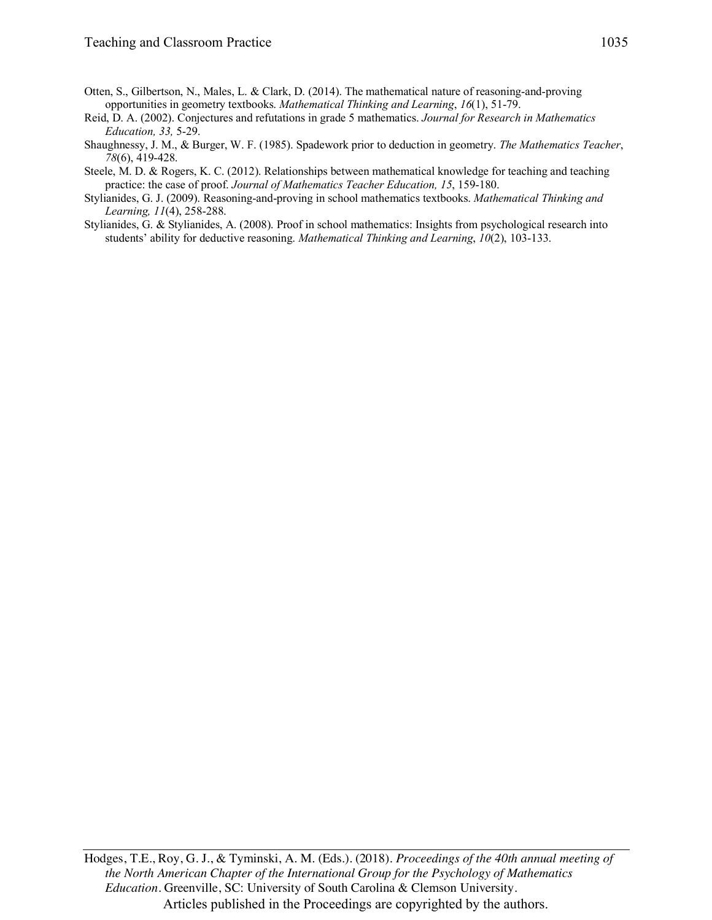Otten, S., Gilbertson, N., Males, L. & Clark, D. (2014). The mathematical nature of reasoning-and-proving opportunities in geometry textbooks. *Mathematical Thinking and Learning*, *16*(1), 51-79.

Reid, D. A. (2002). Conjectures and refutations in grade 5 mathematics. *Journal for Research in Mathematics Education, 33,* 5-29.

Shaughnessy, J. M., & Burger, W. F. (1985). Spadework prior to deduction in geometry. *The Mathematics Teacher*, *78*(6), 419-428.

Steele, M. D. & Rogers, K. C. (2012). Relationships between mathematical knowledge for teaching and teaching practice: the case of proof. *Journal of Mathematics Teacher Education, 15*, 159-180.

Stylianides, G. J. (2009). Reasoning-and-proving in school mathematics textbooks. *Mathematical Thinking and Learning, 11*(4), 258-288.

Stylianides, G. & Stylianides, A. (2008). Proof in school mathematics: Insights from psychological research into students' ability for deductive reasoning. *Mathematical Thinking and Learning*, *10*(2), 103-133.